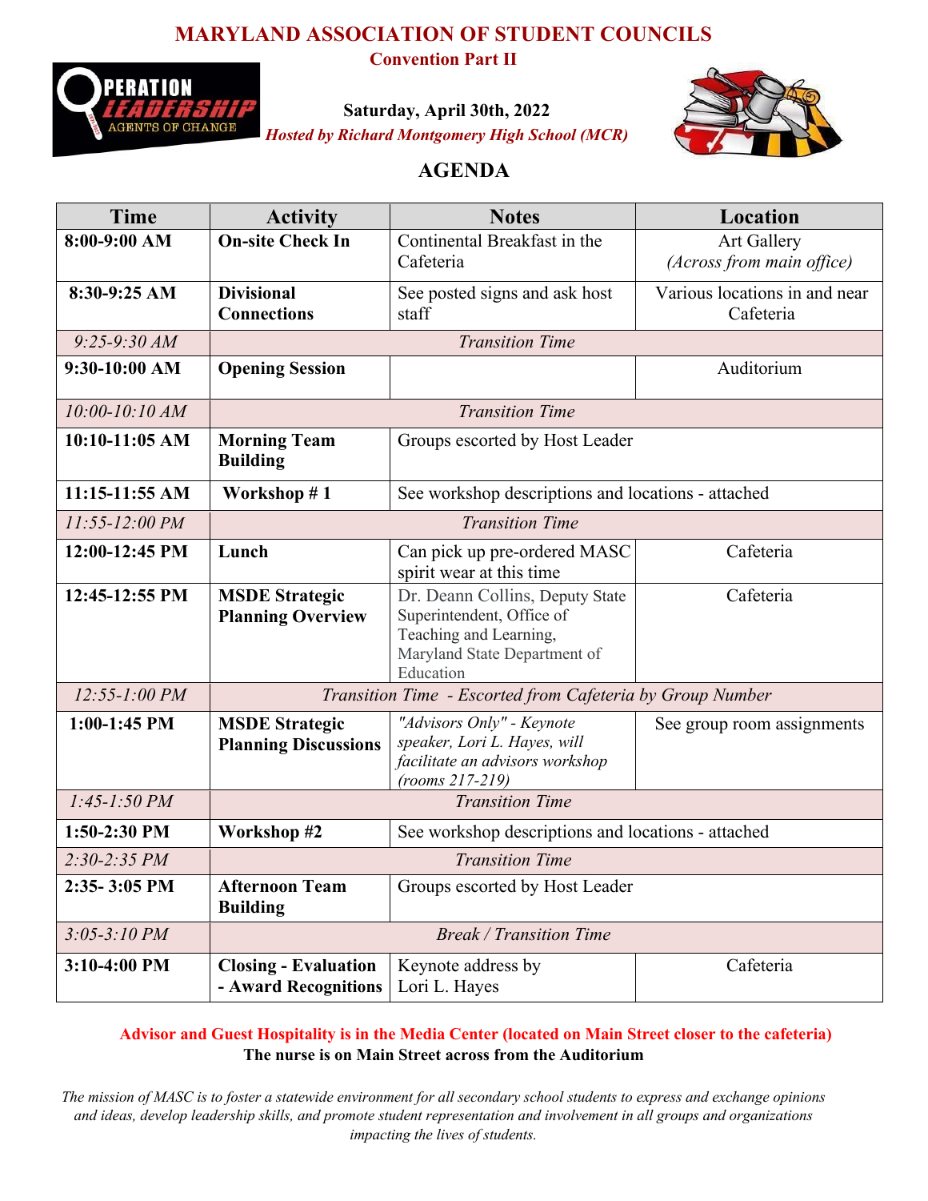# MARYLAND ASSOCIATION OF STUDENT COUNCILS

## Convention Part II

**Saturday, April 30th, 2022**

***Hosted by Richard Montgomery High School (MCR)***

## AGENDA

| Time | Activity | Notes | Location |
|---|---|---|---|
| **8:00-9:00 AM** | **On-site Check In** | Continental Breakfast in the Cafeteria | Art Gallery *(Across from main office)* |
| **8:30-9:25 AM** | **Divisional Connections** | See posted signs and ask host staff | Various locations in and near Cafeteria |
| *9:25-9:30 AM* | *Transition Time* | | |
| **9:30-10:00 AM** | **Opening Session** | | Auditorium |
| *10:00-10:10 AM* | *Transition Time* | | |
| **10:10-11:05 AM** | **Morning Team Building** | Groups escorted by Host Leader | |
| **11:15-11:55 AM** | **Workshop # 1** | See workshop descriptions and locations - attached | |
| *11:55-12:00 PM* | *Transition Time* | | |
| **12:00-12:45 PM** | **Lunch** | Can pick up pre-ordered MASC spirit wear at this time | Cafeteria |
| **12:45-12:55 PM** | **MSDE Strategic Planning Overview** | Dr. Deann Collins, Deputy State Superintendent, Office of Teaching and Learning, Maryland State Department of Education | Cafeteria |
| *12:55-1:00 PM* | *Transition Time - Escorted from Cafeteria by Group Number* | | |
| **1:00-1:45 PM** | **MSDE Strategic Planning Discussions** | *"Advisors Only" - Keynote speaker, Lori L. Hayes, will facilitate an advisors workshop (rooms 217-219)* | See group room assignments |
| *1:45-1:50 PM* | *Transition Time* | | |
| **1:50-2:30 PM** | **Workshop #2** | See workshop descriptions and locations - attached | |
| *2:30-2:35 PM* | *Transition Time* | | |
| **2:35- 3:05 PM** | **Afternoon Team Building** | Groups escorted by Host Leader | |
| *3:05-3:10 PM* | *Break / Transition Time* | | |
| **3:10-4:00 PM** | **Closing - Evaluation - Award Recognitions** | Keynote address by Lori L. Hayes | Cafeteria |

**Advisor and Guest Hospitality is in the Media Center (located on Main Street closer to the cafeteria)**

**The nurse is on Main Street across from the Auditorium**

*The mission of MASC is to foster a statewide environment for all secondary school students to express and exchange opinions and ideas, develop leadership skills, and promote student representation and involvement in all groups and organizations impacting the lives of students.*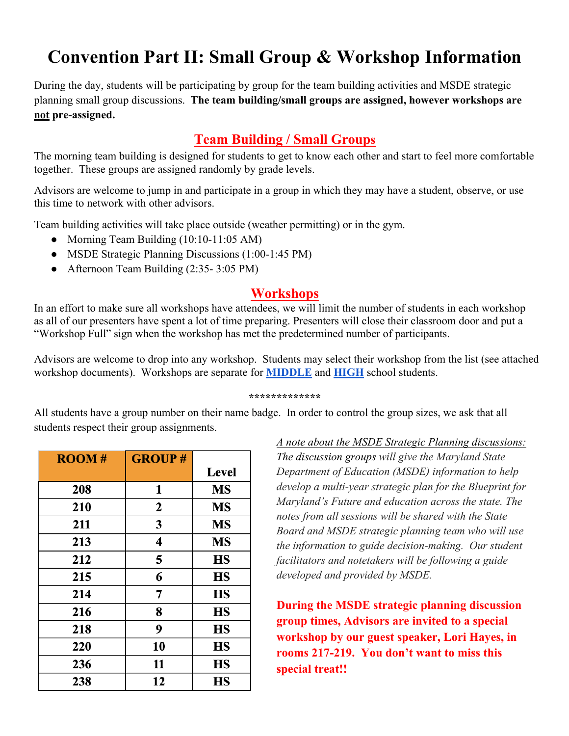# Convention Part II: Small Group & Workshop Information

During the day, students will be participating by group for the team building activities and MSDE strategic planning small group discussions. **The team building/small groups are assigned, however workshops are <u>not</u> pre-assigned.**

## Team Building / Small Groups

The morning team building is designed for students to get to know each other and start to feel more comfortable together. These groups are assigned randomly by grade levels.

Advisors are welcome to jump in and participate in a group in which they may have a student, observe, or use this time to network with other advisors.

Team building activities will take place outside (weather permitting) or in the gym.

- Morning Team Building (10:10-11:05 AM)
- MSDE Strategic Planning Discussions (1:00-1:45 PM)
- Afternoon Team Building (2:35- 3:05 PM)

## Workshops

In an effort to make sure all workshops have attendees, we will limit the number of students in each workshop as all of our presenters have spent a lot of time preparing. Presenters will close their classroom door and put a "Workshop Full" sign when the workshop has met the predetermined number of participants.

Advisors are welcome to drop into any workshop. Students may select their workshop from the list (see attached workshop documents). Workshops are separate for **MIDDLE** and **HIGH** school students.

*************

All students have a group number on their name badge. In order to control the group sizes, we ask that all students respect their group assignments.

| ROOM # | GROUP # | Level |
|---|---|---|
| 208 | 1 | MS |
| 210 | 2 | MS |
| 211 | 3 | MS |
| 213 | 4 | MS |
| 212 | 5 | HS |
| 215 | 6 | HS |
| 214 | 7 | HS |
| 216 | 8 | HS |
| 218 | 9 | HS |
| 220 | 10 | HS |
| 236 | 11 | HS |
| 238 | 12 | HS |

*<u>A note about the MSDE Strategic Planning discussions:</u> The discussion groups will give the Maryland State Department of Education (MSDE) information to help develop a multi-year strategic plan for the Blueprint for Maryland's Future and education across the state. The notes from all sessions will be shared with the State Board and MSDE strategic planning team who will use the information to guide decision-making. Our student facilitators and notetakers will be following a guide developed and provided by MSDE.*

**During the MSDE strategic planning discussion group times, Advisors are invited to a special workshop by our guest speaker, Lori Hayes, in rooms 217-219. You don't want to miss this special treat!!**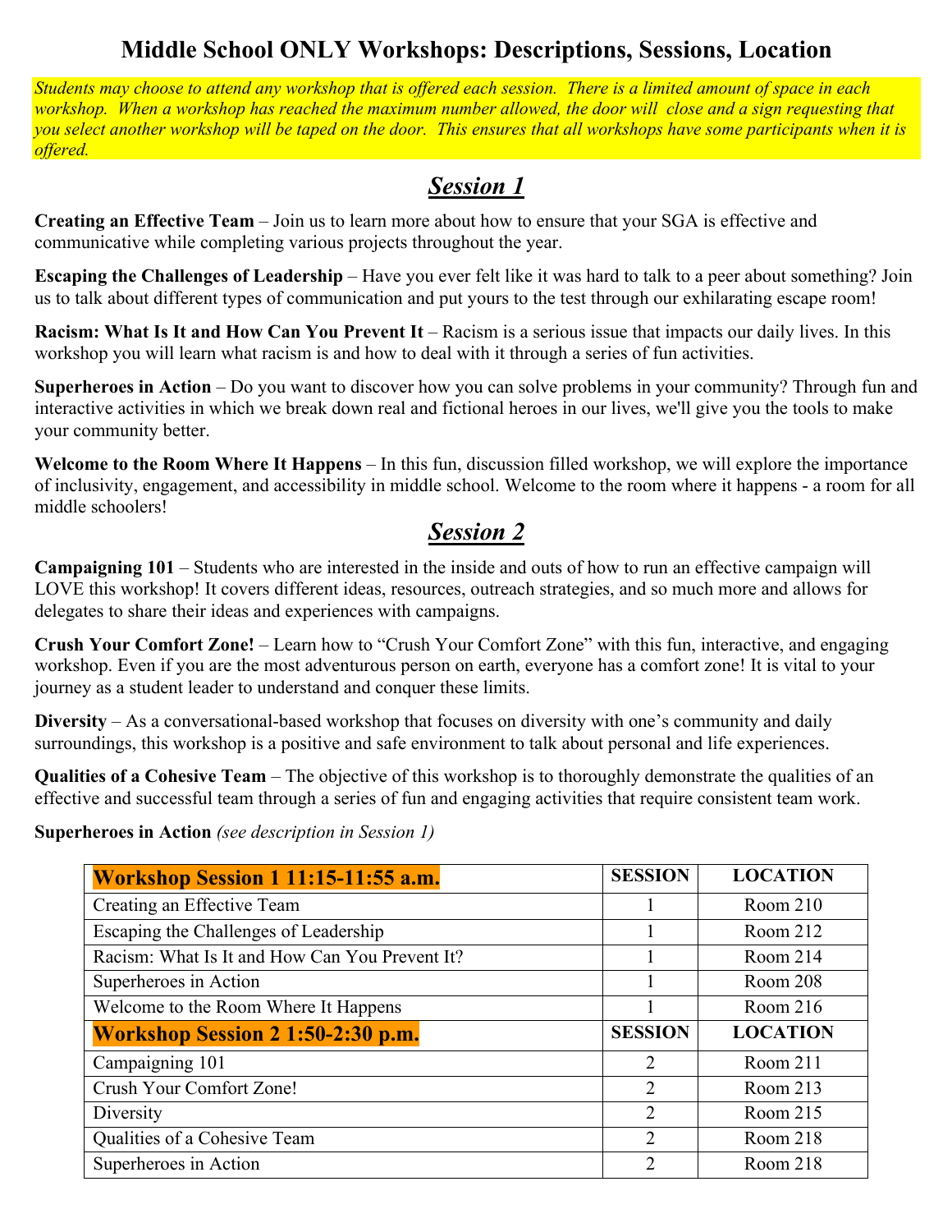# Middle School ONLY Workshops: Descriptions, Sessions, Location

*Students may choose to attend any workshop that is offered each session. There is a limited amount of space in each workshop. When a workshop has reached the maximum number allowed, the door will close and a sign requesting that you select another workshop will be taped on the door. This ensures that all workshops have some participants when it is offered.*

## *Session 1*

**Creating an Effective Team** – Join us to learn more about how to ensure that your SGA is effective and communicative while completing various projects throughout the year.

**Escaping the Challenges of Leadership** – Have you ever felt like it was hard to talk to a peer about something? Join us to talk about different types of communication and put yours to the test through our exhilarating escape room!

**Racism: What Is It and How Can You Prevent It** – Racism is a serious issue that impacts our daily lives. In this workshop you will learn what racism is and how to deal with it through a series of fun activities.

**Superheroes in Action** – Do you want to discover how you can solve problems in your community? Through fun and interactive activities in which we break down real and fictional heroes in our lives, we'll give you the tools to make your community better.

**Welcome to the Room Where It Happens** – In this fun, discussion filled workshop, we will explore the importance of inclusivity, engagement, and accessibility in middle school. Welcome to the room where it happens - a room for all middle schoolers!

## *Session 2*

**Campaigning 101** – Students who are interested in the inside and outs of how to run an effective campaign will LOVE this workshop! It covers different ideas, resources, outreach strategies, and so much more and allows for delegates to share their ideas and experiences with campaigns.

**Crush Your Comfort Zone!** – Learn how to "Crush Your Comfort Zone" with this fun, interactive, and engaging workshop. Even if you are the most adventurous person on earth, everyone has a comfort zone! It is vital to your journey as a student leader to understand and conquer these limits.

**Diversity** – As a conversational-based workshop that focuses on diversity with one's community and daily surroundings, this workshop is a positive and safe environment to talk about personal and life experiences.

**Qualities of a Cohesive Team** – The objective of this workshop is to thoroughly demonstrate the qualities of an effective and successful team through a series of fun and engaging activities that require consistent team work.

**Superheroes in Action** *(see description in Session 1)*

| **Workshop Session 1 11:15-11:55 a.m.** | **SESSION** | **LOCATION** |
|---|---|---|
| Creating an Effective Team | 1 | Room 210 |
| Escaping the Challenges of Leadership | 1 | Room 212 |
| Racism: What Is It and How Can You Prevent It? | 1 | Room 214 |
| Superheroes in Action | 1 | Room 208 |
| Welcome to the Room Where It Happens | 1 | Room 216 |
| **Workshop Session 2 1:50-2:30 p.m.** | **SESSION** | **LOCATION** |
| Campaigning 101 | 2 | Room 211 |
| Crush Your Comfort Zone! | 2 | Room 213 |
| Diversity | 2 | Room 215 |
| Qualities of a Cohesive Team | 2 | Room 218 |
| Superheroes in Action | 2 | Room 218 |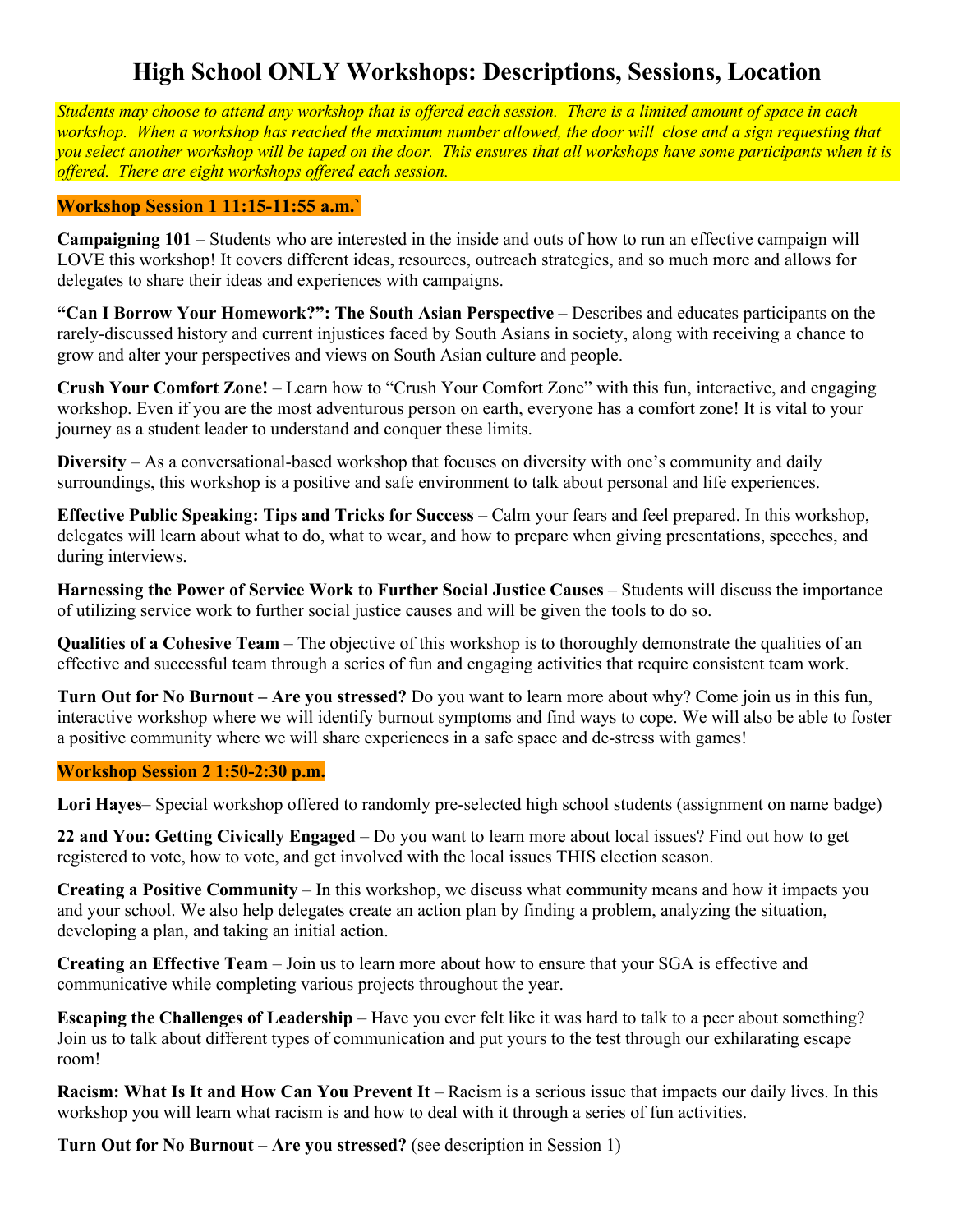# High School ONLY Workshops: Descriptions, Sessions, Location

*Students may choose to attend any workshop that is offered each session. There is a limited amount of space in each workshop. When a workshop has reached the maximum number allowed, the door will close and a sign requesting that you select another workshop will be taped on the door. This ensures that all workshops have some participants when it is offered. There are eight workshops offered each session.*

## Workshop Session 1 11:15-11:55 a.m.`

**Campaigning 101** – Students who are interested in the inside and outs of how to run an effective campaign will LOVE this workshop! It covers different ideas, resources, outreach strategies, and so much more and allows for delegates to share their ideas and experiences with campaigns.

**"Can I Borrow Your Homework?": The South Asian Perspective** – Describes and educates participants on the rarely-discussed history and current injustices faced by South Asians in society, along with receiving a chance to grow and alter your perspectives and views on South Asian culture and people.

**Crush Your Comfort Zone!** – Learn how to "Crush Your Comfort Zone" with this fun, interactive, and engaging workshop. Even if you are the most adventurous person on earth, everyone has a comfort zone! It is vital to your journey as a student leader to understand and conquer these limits.

**Diversity** – As a conversational-based workshop that focuses on diversity with one's community and daily surroundings, this workshop is a positive and safe environment to talk about personal and life experiences.

**Effective Public Speaking: Tips and Tricks for Success** – Calm your fears and feel prepared. In this workshop, delegates will learn about what to do, what to wear, and how to prepare when giving presentations, speeches, and during interviews.

**Harnessing the Power of Service Work to Further Social Justice Causes** – Students will discuss the importance of utilizing service work to further social justice causes and will be given the tools to do so.

**Qualities of a Cohesive Team** – The objective of this workshop is to thoroughly demonstrate the qualities of an effective and successful team through a series of fun and engaging activities that require consistent team work.

**Turn Out for No Burnout – Are you stressed?** Do you want to learn more about why? Come join us in this fun, interactive workshop where we will identify burnout symptoms and find ways to cope. We will also be able to foster a positive community where we will share experiences in a safe space and de-stress with games!

## Workshop Session 2 1:50-2:30 p.m.

**Lori Hayes**– Special workshop offered to randomly pre-selected high school students (assignment on name badge)

**22 and You: Getting Civically Engaged** – Do you want to learn more about local issues? Find out how to get registered to vote, how to vote, and get involved with the local issues THIS election season.

**Creating a Positive Community** – In this workshop, we discuss what community means and how it impacts you and your school. We also help delegates create an action plan by finding a problem, analyzing the situation, developing a plan, and taking an initial action.

**Creating an Effective Team** – Join us to learn more about how to ensure that your SGA is effective and communicative while completing various projects throughout the year.

**Escaping the Challenges of Leadership** – Have you ever felt like it was hard to talk to a peer about something? Join us to talk about different types of communication and put yours to the test through our exhilarating escape room!

**Racism: What Is It and How Can You Prevent It** – Racism is a serious issue that impacts our daily lives. In this workshop you will learn what racism is and how to deal with it through a series of fun activities.

**Turn Out for No Burnout – Are you stressed?** (see description in Session 1)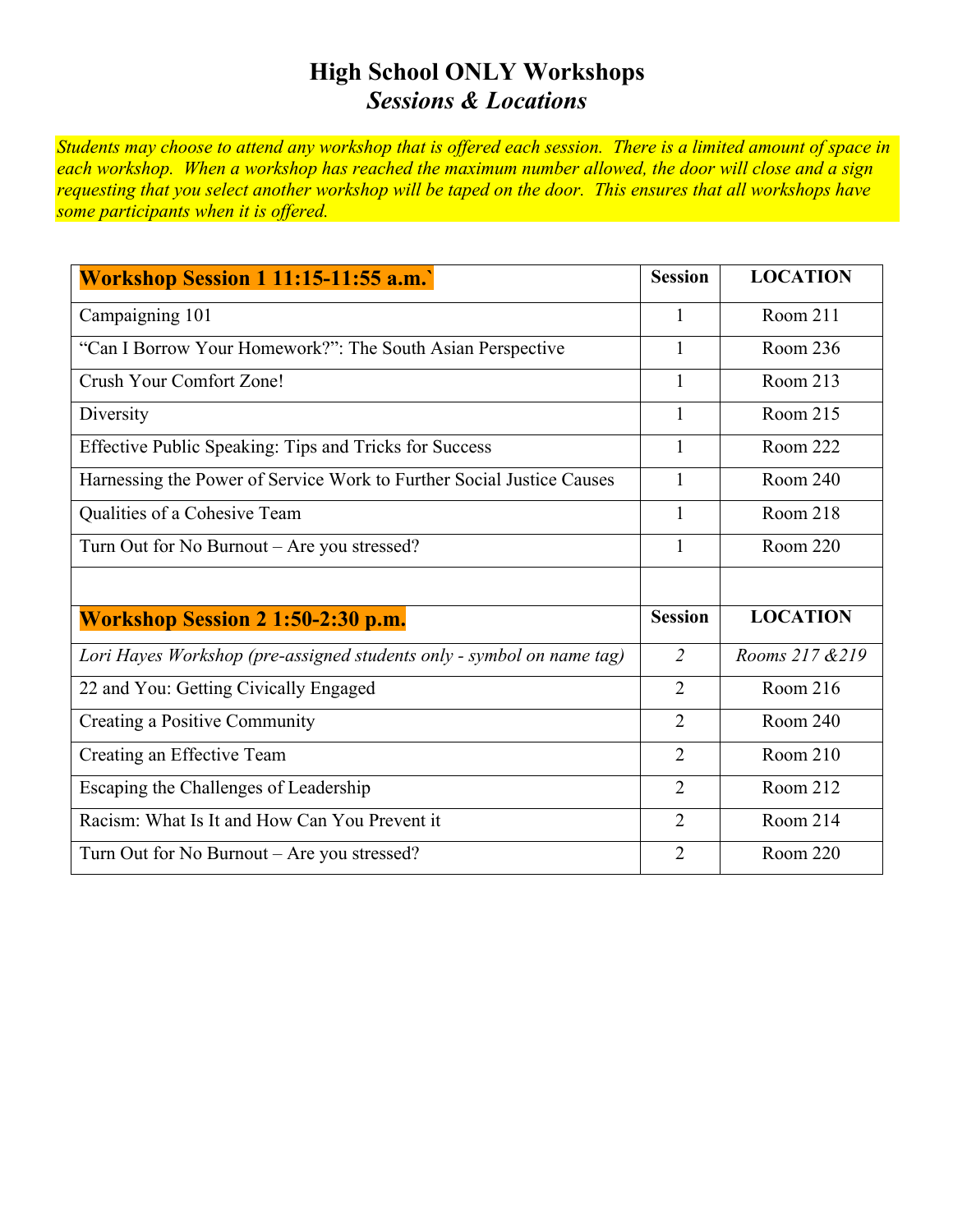# High School ONLY Workshops
## *Sessions & Locations*

*Students may choose to attend any workshop that is offered each session. There is a limited amount of space in each workshop. When a workshop has reached the maximum number allowed, the door will close and a sign requesting that you select another workshop will be taped on the door. This ensures that all workshops have some participants when it is offered.*

| **Workshop Session 1 11:15-11:55 a.m.`** | **Session** | **LOCATION** |
|---|---|---|
| Campaigning 101 | 1 | Room 211 |
| "Can I Borrow Your Homework?": The South Asian Perspective | 1 | Room 236 |
| Crush Your Comfort Zone! | 1 | Room 213 |
| Diversity | 1 | Room 215 |
| Effective Public Speaking: Tips and Tricks for Success | 1 | Room 222 |
| Harnessing the Power of Service Work to Further Social Justice Causes | 1 | Room 240 |
| Qualities of a Cohesive Team | 1 | Room 218 |
| Turn Out for No Burnout – Are you stressed? | 1 | Room 220 |
| | | |
| **Workshop Session 2 1:50-2:30 p.m.** | **Session** | **LOCATION** |
| *Lori Hayes Workshop (pre-assigned students only - symbol on name tag)* | *2* | *Rooms 217 &219* |
| 22 and You: Getting Civically Engaged | 2 | Room 216 |
| Creating a Positive Community | 2 | Room 240 |
| Creating an Effective Team | 2 | Room 210 |
| Escaping the Challenges of Leadership | 2 | Room 212 |
| Racism: What Is It and How Can You Prevent it | 2 | Room 214 |
| Turn Out for No Burnout – Are you stressed? | 2 | Room 220 |